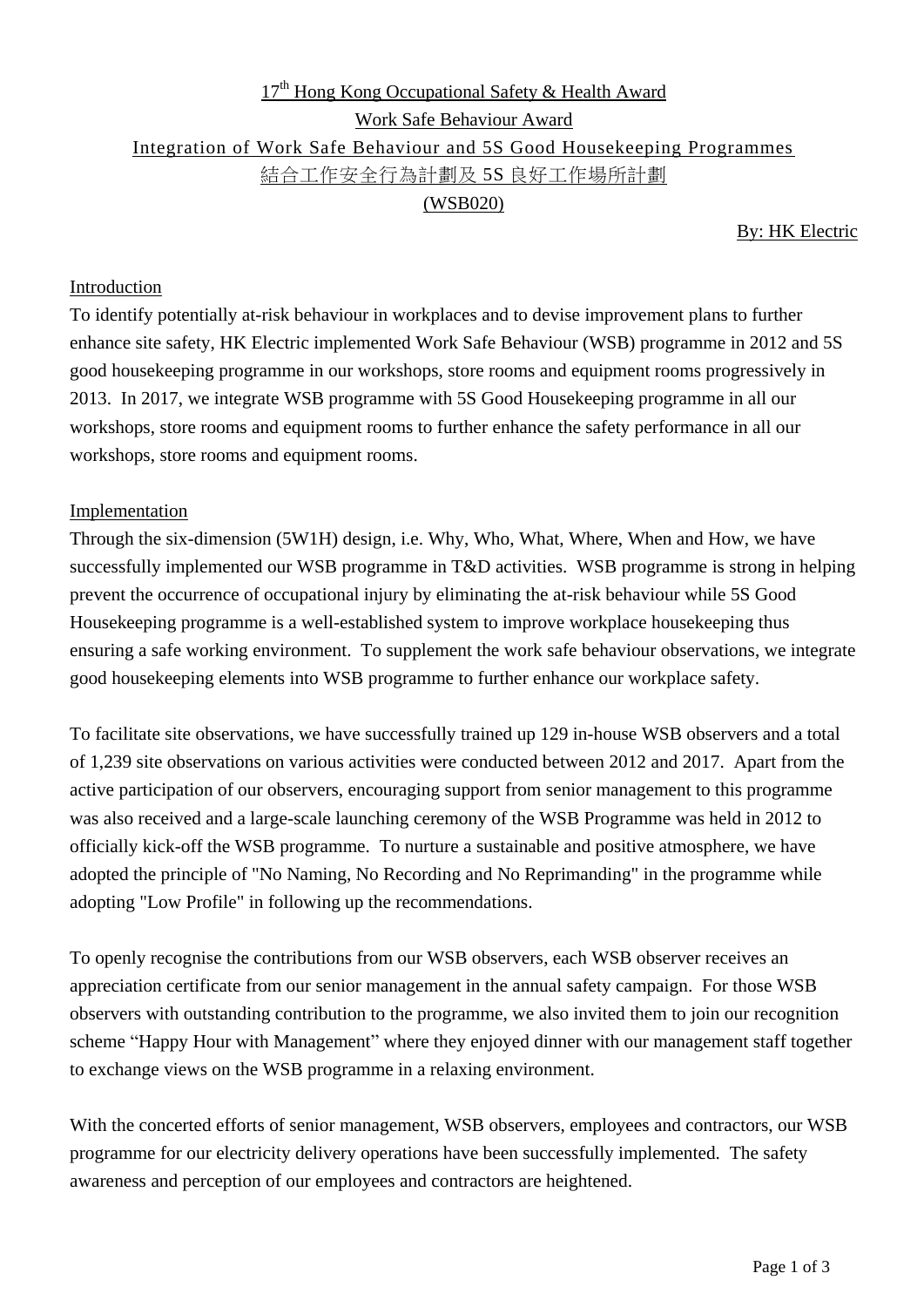# 17th Hong Kong Occupational Safety & Health Award

## Work Safe Behaviour Award

## Integration of Work Safe Behaviour and 5S Good Housekeeping Programmes

## 結合工作安全行為計劃及 5S 良好工作場所計劃

## (WSB020)

By: HK Electric

### Introduction

To identify potentially at-risk behaviour in workplaces and to devise improvement plans to further enhance site safety, HK Electric implemented Work Safe Behaviour (WSB) programme in 2012 and 5S good housekeeping programme in our workshops, store rooms and equipment rooms progressively in 2013. In 2017, we integrate WSB programme with 5S Good Housekeeping programme in all our workshops, store rooms and equipment rooms to further enhance the safety performance in all our workshops, store rooms and equipment rooms.

### Implementation

Through the six-dimension (5W1H) design, i.e. Why, Who, What, Where, When and How, we have successfully implemented our WSB programme in T&D activities. WSB programme is strong in helping prevent the occurrence of occupational injury by eliminating the at-risk behaviour while 5S Good Housekeeping programme is a well-established system to improve workplace housekeeping thus ensuring a safe working environment. To supplement the work safe behaviour observations, we integrate good housekeeping elements into WSB programme to further enhance our workplace safety.

To facilitate site observations, we have successfully trained up 129 in-house WSB observers and a total of 1,239 site observations on various activities were conducted between 2012 and 2017. Apart from the active participation of our observers, encouraging support from senior management to this programme was also received and a large-scale launching ceremony of the WSB Programme was held in 2012 to officially kick-off the WSB programme. To nurture a sustainable and positive atmosphere, we have adopted the principle of "No Naming, No Recording and No Reprimanding" in the programme while adopting "Low Profile" in following up the recommendations.

To openly recognise the contributions from our WSB observers, each WSB observer receives an appreciation certificate from our senior management in the annual safety campaign. For those WSB observers with outstanding contribution to the programme, we also invited them to join our recognition scheme “Happy Hour with Management” where they enjoyed dinner with our management staff together to exchange views on the WSB programme in a relaxing environment.

With the concerted efforts of senior management, WSB observers, employees and contractors, our WSB programme for our electricity delivery operations have been successfully implemented. The safety awareness and perception of our employees and contractors are heightened.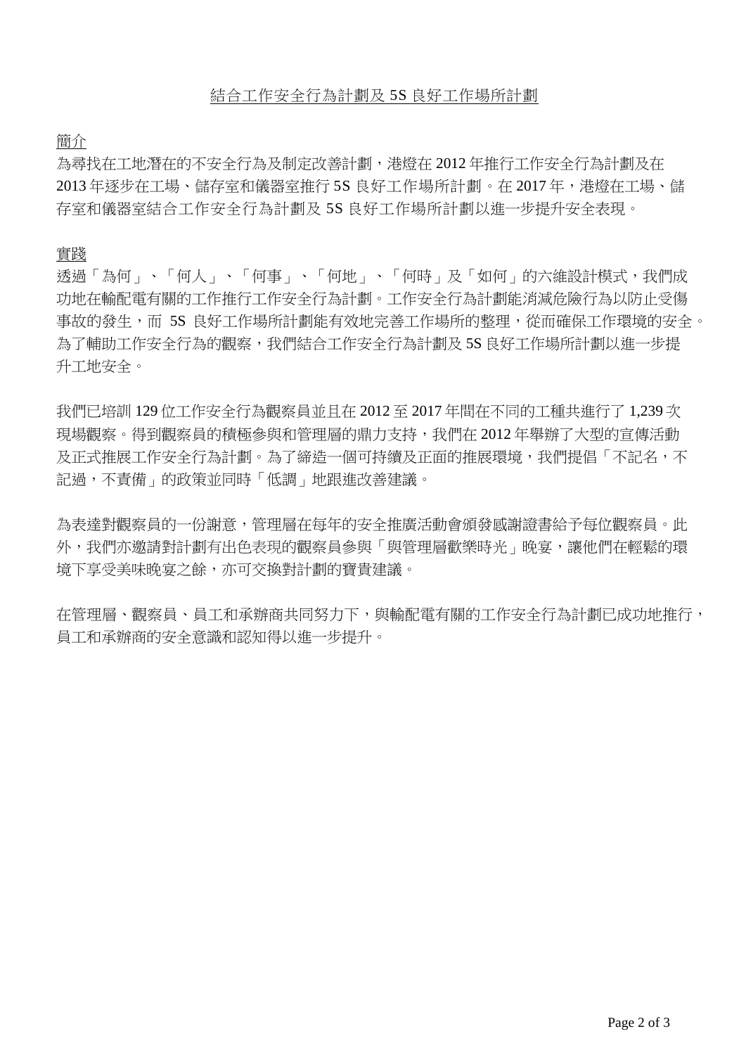# 結合工作安全行為計劃及 5S 良好工作場所計劃

## 簡介

為尋找在工地潛在的不安全行為及制定改善計劃，港燈在 2012 年推行工作安全行為計劃及在 2013 年逐步在工場、儲存室和儀器室推行 5S 良好工作場所計劃。在 2017 年，港燈在工場、儲存室和儀器室結合工作安全行為計劃及 5S 良好工作場所計劃以進一步提升安全表現。

## 實踐

透過「為何」、「何人」、「何事」、「何地」、「何時」及「如何」的六維設計模式，我們成功地在輸配電有關的工作推行工作安全行為計劃。工作安全行為計劃能消減危險行為以防止受傷事故的發生，而 5S 良好工作場所計劃能有效地完善工作場所的整理，從而確保工作環境的安全。為了輔助工作安全行為的觀察，我們結合工作安全行為計劃及 5S 良好工作場所計劃以進一步提升工地安全。

我們已培訓 129 位工作安全行為觀察員並且在 2012 至 2017 年間在不同的工種共進行了 1,239 次現場觀察。得到觀察員的積極參與和管理層的鼎力支持，我們在 2012 年舉辦了大型的宣傳活動及正式推展工作安全行為計劃。為了締造一個可持續及正面的推展環境，我們提倡「不記名，不記過，不責備」的政策並同時「低調」地跟進改善建議。

為表達對觀察員的一份謝意，管理層在每年的安全推廣活動會頒發感謝證書給予每位觀察員。此外，我們亦邀請對計劃有出色表現的觀察員參與「與管理層歡樂時光」晚宴，讓他們在輕鬆的環境下享受美味晚宴之餘，亦可交換對計劃的寶貴建議。

在管理層、觀察員、員工和承辦商共同努力下，與輸配電有關的工作安全行為計劃已成功地推行，員工和承辦商的安全意識和認知得以進一步提升。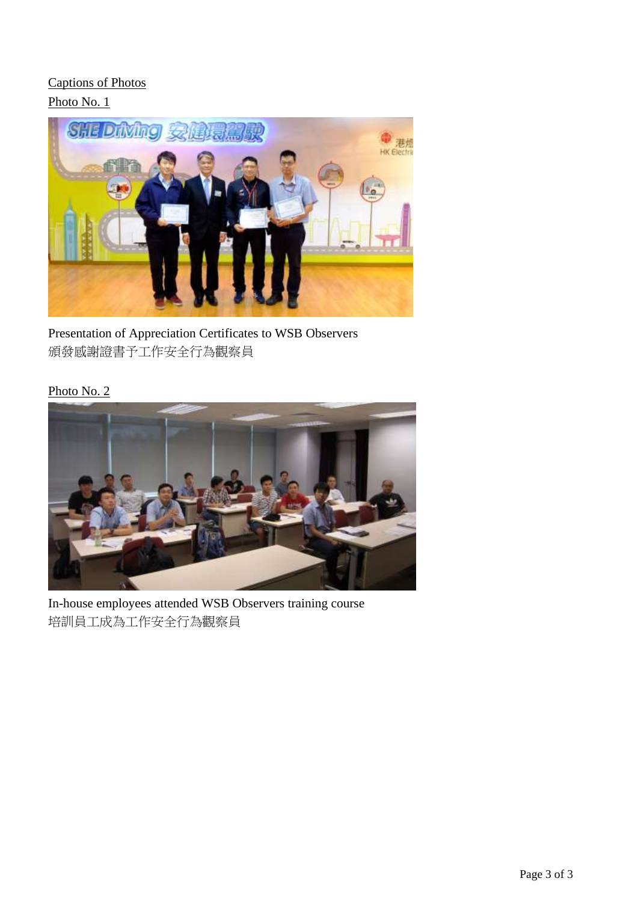Captions of Photos

Photo No. 1

Presentation of Appreciation Certificates to WSB Observers
頒發感謝證書予工作安全行為觀察員

Photo No. 2

In-house employees attended WSB Observers training course
培訓員工成為工作安全行為觀察員